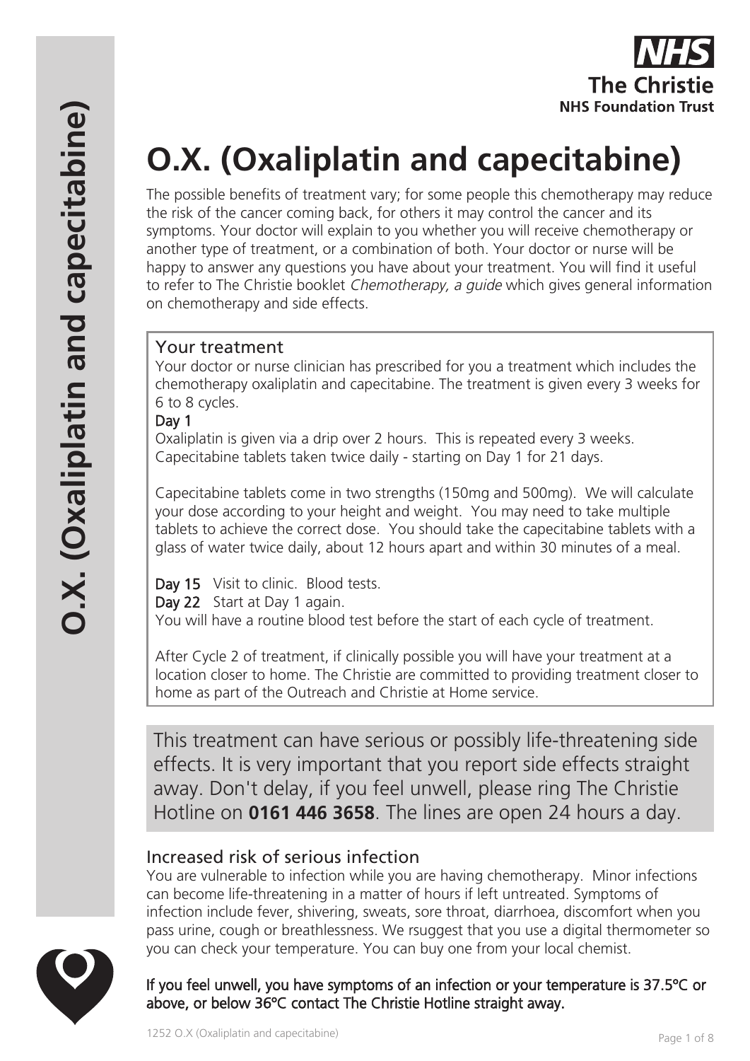# O.X. (Oxaliplatin and capecitabine)

The possible benefits of treatment vary; for some people this chemotherapy may reduce the risk of the cancer coming back, for others it may control the cancer and its symptoms. Your doctor will explain to you whether you will receive chemotherapy or another type of treatment, or a combination of both. Your doctor or nurse will be happy to answer any questions you have about your treatment. You will find it useful to refer to The Christie booklet *Chemotherapy, a guide* which gives general information on chemotherapy and side effects.

## Your treatment

Your doctor or nurse clinician has prescribed for you a treatment which includes the chemotherapy oxaliplatin and capecitabine. The treatment is given every 3 weeks for 6 to 8 cycles.

**Day 1**

Oxaliplatin is given via a drip over 2 hours. This is repeated every 3 weeks.
Capecitabine tablets taken twice daily - starting on Day 1 for 21 days.

Capecitabine tablets come in two strengths (150mg and 500mg). We will calculate your dose according to your height and weight. You may need to take multiple tablets to achieve the correct dose. You should take the capecitabine tablets with a glass of water twice daily, about 12 hours apart and within 30 minutes of a meal.

**Day 15** Visit to clinic. Blood tests.
**Day 22** Start at Day 1 again.
You will have a routine blood test before the start of each cycle of treatment.

After Cycle 2 of treatment, if clinically possible you will have your treatment at a location closer to home. The Christie are committed to providing treatment closer to home as part of the Outreach and Christie at Home service.

This treatment can have serious or possibly life-threatening side effects. It is very important that you report side effects straight away. Don't delay, if you feel unwell, please ring The Christie Hotline on **0161 446 3658**. The lines are open 24 hours a day.

## Increased risk of serious infection

You are vulnerable to infection while you are having chemotherapy. Minor infections can become life-threatening in a matter of hours if left untreated. Symptoms of infection include fever, shivering, sweats, sore throat, diarrhoea, discomfort when you pass urine, cough or breathlessness. We rsuggest that you use a digital thermometer so you can check your temperature. You can buy one from your local chemist.

**If you feel unwell, you have symptoms of an infection or your temperature is 37.5ºC or above, or below 36ºC contact The Christie Hotline straight away.**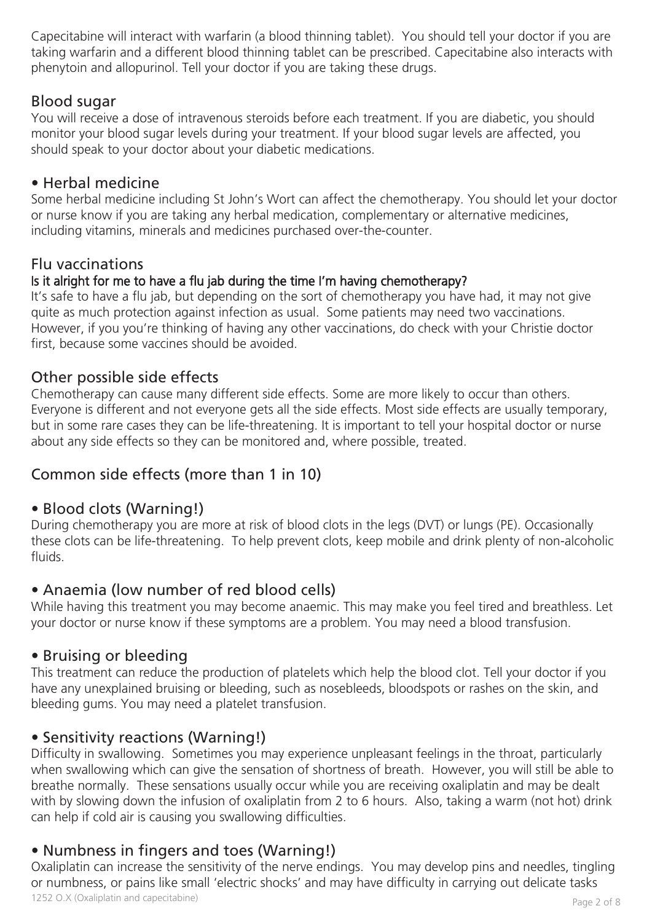Capecitabine will interact with warfarin (a blood thinning tablet). You should tell your doctor if you are taking warfarin and a different blood thinning tablet can be prescribed. Capecitabine also interacts with phenytoin and allopurinol. Tell your doctor if you are taking these drugs.

## Blood sugar

You will receive a dose of intravenous steroids before each treatment. If you are diabetic, you should monitor your blood sugar levels during your treatment. If your blood sugar levels are affected, you should speak to your doctor about your diabetic medications.

## • Herbal medicine

Some herbal medicine including St John's Wort can affect the chemotherapy. You should let your doctor or nurse know if you are taking any herbal medication, complementary or alternative medicines, including vitamins, minerals and medicines purchased over-the-counter.

## Flu vaccinations

**Is it alright for me to have a flu jab during the time I'm having chemotherapy?**

It's safe to have a flu jab, but depending on the sort of chemotherapy you have had, it may not give quite as much protection against infection as usual. Some patients may need two vaccinations. However, if you you're thinking of having any other vaccinations, do check with your Christie doctor first, because some vaccines should be avoided.

## Other possible side effects

Chemotherapy can cause many different side effects. Some are more likely to occur than others. Everyone is different and not everyone gets all the side effects. Most side effects are usually temporary, but in some rare cases they can be life-threatening. It is important to tell your hospital doctor or nurse about any side effects so they can be monitored and, where possible, treated.

## Common side effects (more than 1 in 10)

### • Blood clots (Warning!)

During chemotherapy you are more at risk of blood clots in the legs (DVT) or lungs (PE). Occasionally these clots can be life-threatening. To help prevent clots, keep mobile and drink plenty of non-alcoholic fluids.

### • Anaemia (low number of red blood cells)

While having this treatment you may become anaemic. This may make you feel tired and breathless. Let your doctor or nurse know if these symptoms are a problem. You may need a blood transfusion.

### • Bruising or bleeding

This treatment can reduce the production of platelets which help the blood clot. Tell your doctor if you have any unexplained bruising or bleeding, such as nosebleeds, bloodspots or rashes on the skin, and bleeding gums. You may need a platelet transfusion.

### • Sensitivity reactions (Warning!)

Difficulty in swallowing. Sometimes you may experience unpleasant feelings in the throat, particularly when swallowing which can give the sensation of shortness of breath. However, you will still be able to breathe normally. These sensations usually occur while you are receiving oxaliplatin and may be dealt with by slowing down the infusion of oxaliplatin from 2 to 6 hours. Also, taking a warm (not hot) drink can help if cold air is causing you swallowing difficulties.

### • Numbness in fingers and toes (Warning!)

Oxaliplatin can increase the sensitivity of the nerve endings. You may develop pins and needles, tingling or numbness, or pains like small 'electric shocks' and may have difficulty in carrying out delicate tasks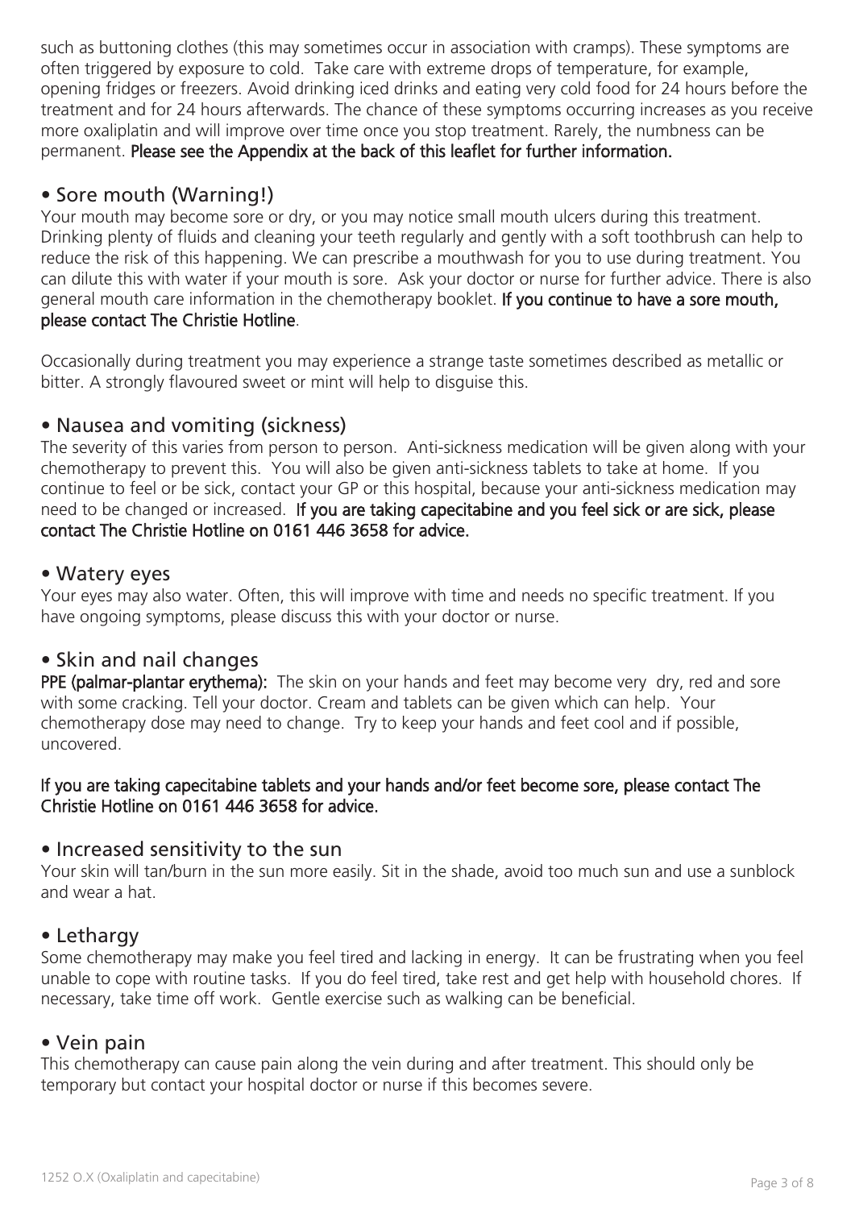such as buttoning clothes (this may sometimes occur in association with cramps). These symptoms are often triggered by exposure to cold. Take care with extreme drops of temperature, for example, opening fridges or freezers. Avoid drinking iced drinks and eating very cold food for 24 hours before the treatment and for 24 hours afterwards. The chance of these symptoms occurring increases as you receive more oxaliplatin and will improve over time once you stop treatment. Rarely, the numbness can be permanent. **Please see the Appendix at the back of this leaflet for further information.**

## • Sore mouth (Warning!)

Your mouth may become sore or dry, or you may notice small mouth ulcers during this treatment. Drinking plenty of fluids and cleaning your teeth regularly and gently with a soft toothbrush can help to reduce the risk of this happening. We can prescribe a mouthwash for you to use during treatment. You can dilute this with water if your mouth is sore. Ask your doctor or nurse for further advice. There is also general mouth care information in the chemotherapy booklet. **If you continue to have a sore mouth, please contact The Christie Hotline**.

Occasionally during treatment you may experience a strange taste sometimes described as metallic or bitter. A strongly flavoured sweet or mint will help to disguise this.

## • Nausea and vomiting (sickness)

The severity of this varies from person to person. Anti-sickness medication will be given along with your chemotherapy to prevent this. You will also be given anti-sickness tablets to take at home. If you continue to feel or be sick, contact your GP or this hospital, because your anti-sickness medication may need to be changed or increased. **If you are taking capecitabine and you feel sick or are sick, please contact The Christie Hotline on 0161 446 3658 for advice.**

## • Watery eyes

Your eyes may also water. Often, this will improve with time and needs no specific treatment. If you have ongoing symptoms, please discuss this with your doctor or nurse.

## • Skin and nail changes

**PPE (palmar-plantar erythema):** The skin on your hands and feet may become very dry, red and sore with some cracking. Tell your doctor. Cream and tablets can be given which can help. Your chemotherapy dose may need to change. Try to keep your hands and feet cool and if possible, uncovered.

**If you are taking capecitabine tablets and your hands and/or feet become sore, please contact The Christie Hotline on 0161 446 3658 for advice.**

## • Increased sensitivity to the sun

Your skin will tan/burn in the sun more easily. Sit in the shade, avoid too much sun and use a sunblock and wear a hat.

## • Lethargy

Some chemotherapy may make you feel tired and lacking in energy. It can be frustrating when you feel unable to cope with routine tasks. If you do feel tired, take rest and get help with household chores. If necessary, take time off work. Gentle exercise such as walking can be beneficial.

## • Vein pain

This chemotherapy can cause pain along the vein during and after treatment. This should only be temporary but contact your hospital doctor or nurse if this becomes severe.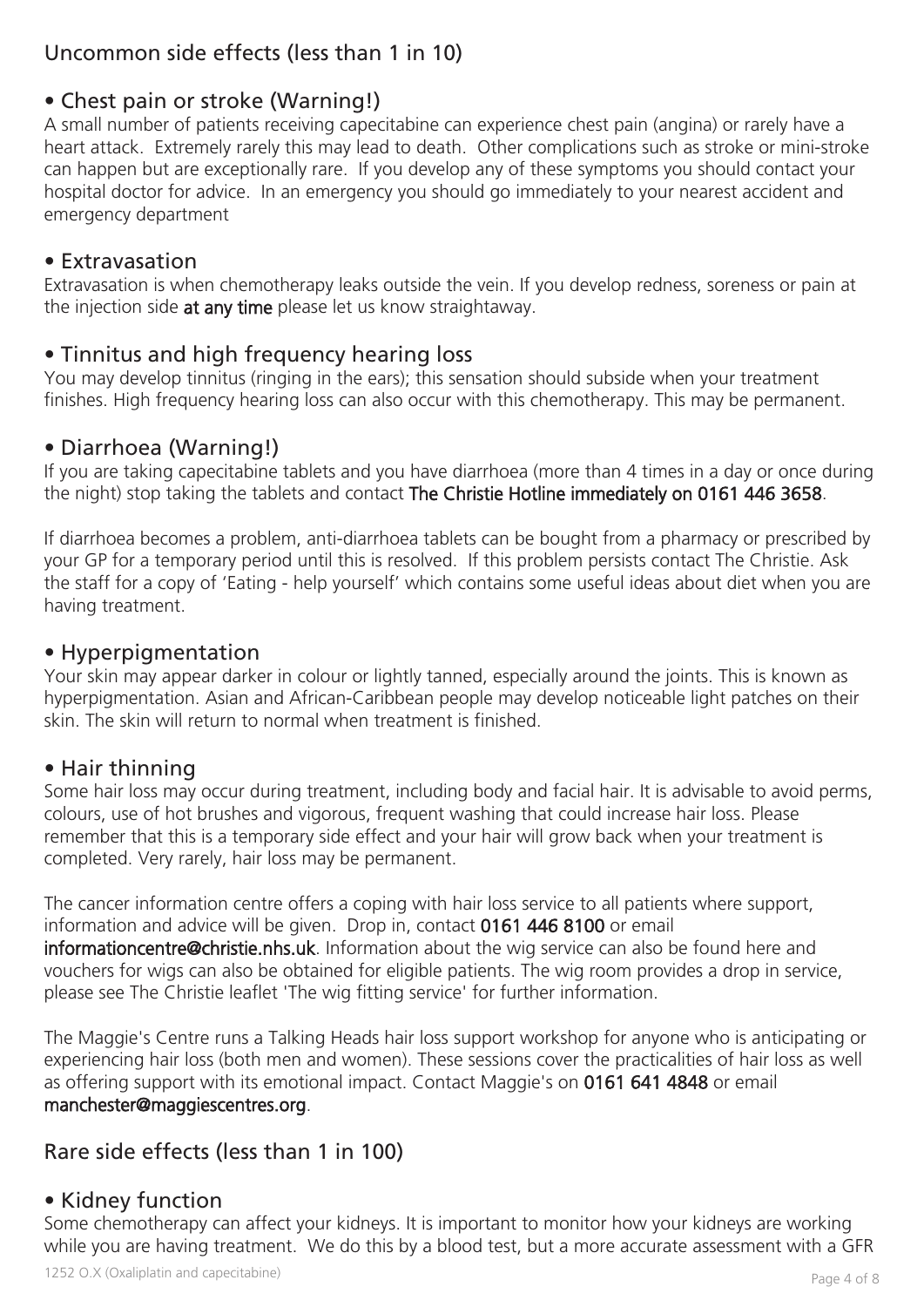## Uncommon side effects (less than 1 in 10)

### • Chest pain or stroke (Warning!)

A small number of patients receiving capecitabine can experience chest pain (angina) or rarely have a heart attack. Extremely rarely this may lead to death. Other complications such as stroke or mini-stroke can happen but are exceptionally rare. If you develop any of these symptoms you should contact your hospital doctor for advice. In an emergency you should go immediately to your nearest accident and emergency department

### • Extravasation

Extravasation is when chemotherapy leaks outside the vein. If you develop redness, soreness or pain at the injection side **at any time** please let us know straightaway.

### • Tinnitus and high frequency hearing loss

You may develop tinnitus (ringing in the ears); this sensation should subside when your treatment finishes. High frequency hearing loss can also occur with this chemotherapy. This may be permanent.

### • Diarrhoea (Warning!)

If you are taking capecitabine tablets and you have diarrhoea (more than 4 times in a day or once during the night) stop taking the tablets and contact **The Christie Hotline immediately on 0161 446 3658**.

If diarrhoea becomes a problem, anti-diarrhoea tablets can be bought from a pharmacy or prescribed by your GP for a temporary period until this is resolved. If this problem persists contact The Christie. Ask the staff for a copy of 'Eating - help yourself' which contains some useful ideas about diet when you are having treatment.

### • Hyperpigmentation

Your skin may appear darker in colour or lightly tanned, especially around the joints. This is known as hyperpigmentation. Asian and African-Caribbean people may develop noticeable light patches on their skin. The skin will return to normal when treatment is finished.

### • Hair thinning

Some hair loss may occur during treatment, including body and facial hair. It is advisable to avoid perms, colours, use of hot brushes and vigorous, frequent washing that could increase hair loss. Please remember that this is a temporary side effect and your hair will grow back when your treatment is completed. Very rarely, hair loss may be permanent.

The cancer information centre offers a coping with hair loss service to all patients where support, information and advice will be given. Drop in, contact **0161 446 8100** or email **informationcentre@christie.nhs.uk**. Information about the wig service can also be found here and vouchers for wigs can also be obtained for eligible patients. The wig room provides a drop in service, please see The Christie leaflet 'The wig fitting service' for further information.

The Maggie's Centre runs a Talking Heads hair loss support workshop for anyone who is anticipating or experiencing hair loss (both men and women). These sessions cover the practicalities of hair loss as well as offering support with its emotional impact. Contact Maggie's on **0161 641 4848** or email **manchester@maggiescentres.org**.

## Rare side effects (less than 1 in 100)

### • Kidney function

Some chemotherapy can affect your kidneys. It is important to monitor how your kidneys are working while you are having treatment. We do this by a blood test, but a more accurate assessment with a GFR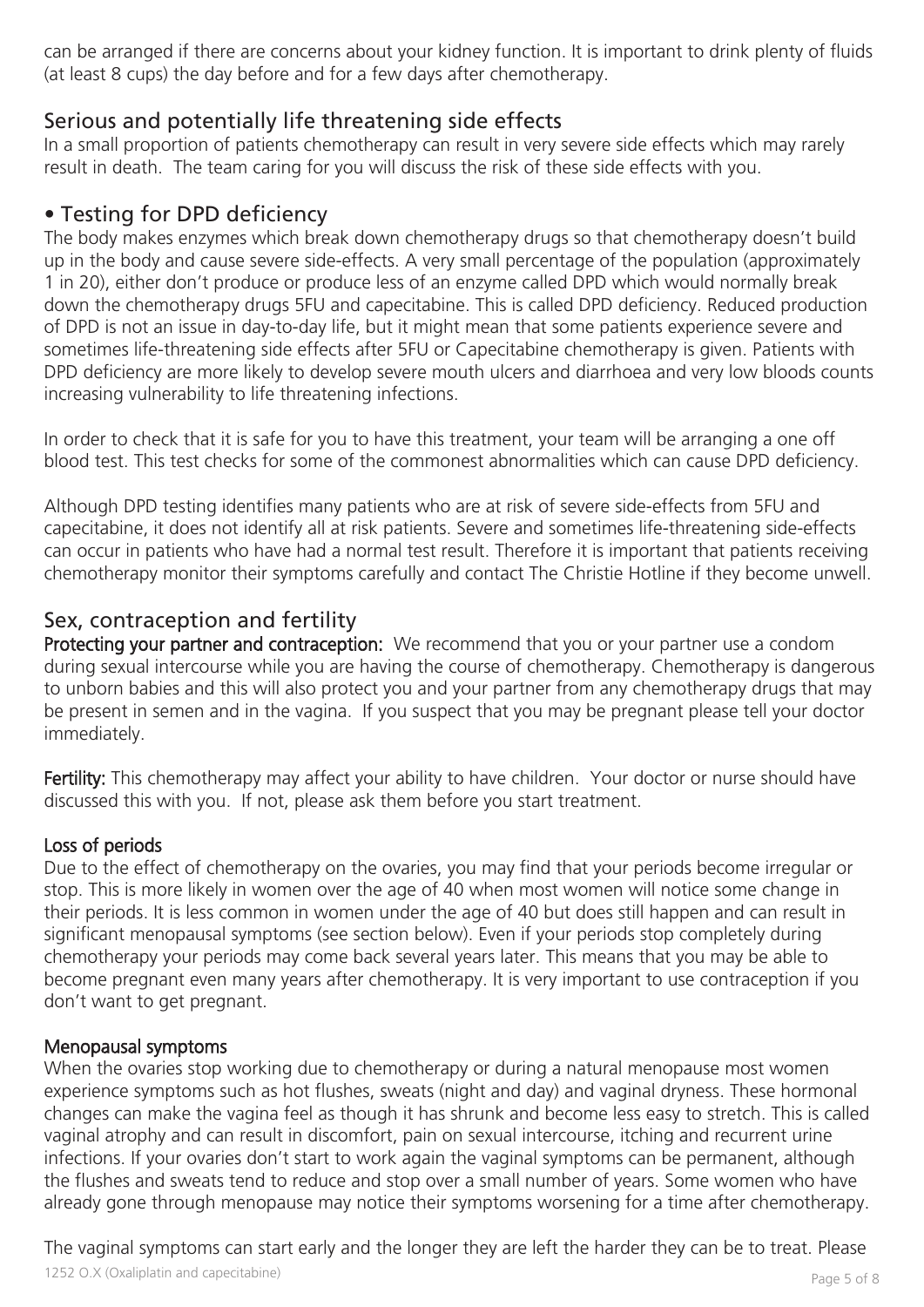can be arranged if there are concerns about your kidney function. It is important to drink plenty of fluids (at least 8 cups) the day before and for a few days after chemotherapy.

## Serious and potentially life threatening side effects

In a small proportion of patients chemotherapy can result in very severe side effects which may rarely result in death. The team caring for you will discuss the risk of these side effects with you.

## • Testing for DPD deficiency

The body makes enzymes which break down chemotherapy drugs so that chemotherapy doesn't build up in the body and cause severe side-effects. A very small percentage of the population (approximately 1 in 20), either don't produce or produce less of an enzyme called DPD which would normally break down the chemotherapy drugs 5FU and capecitabine. This is called DPD deficiency. Reduced production of DPD is not an issue in day-to-day life, but it might mean that some patients experience severe and sometimes life-threatening side effects after 5FU or Capecitabine chemotherapy is given. Patients with DPD deficiency are more likely to develop severe mouth ulcers and diarrhoea and very low bloods counts increasing vulnerability to life threatening infections.

In order to check that it is safe for you to have this treatment, your team will be arranging a one off blood test. This test checks for some of the commonest abnormalities which can cause DPD deficiency.

Although DPD testing identifies many patients who are at risk of severe side-effects from 5FU and capecitabine, it does not identify all at risk patients. Severe and sometimes life-threatening side-effects can occur in patients who have had a normal test result. Therefore it is important that patients receiving chemotherapy monitor their symptoms carefully and contact The Christie Hotline if they become unwell.

## Sex, contraception and fertility

**Protecting your partner and contraception:** We recommend that you or your partner use a condom during sexual intercourse while you are having the course of chemotherapy. Chemotherapy is dangerous to unborn babies and this will also protect you and your partner from any chemotherapy drugs that may be present in semen and in the vagina. If you suspect that you may be pregnant please tell your doctor immediately.

**Fertility:** This chemotherapy may affect your ability to have children. Your doctor or nurse should have discussed this with you. If not, please ask them before you start treatment.

### Loss of periods

Due to the effect of chemotherapy on the ovaries, you may find that your periods become irregular or stop. This is more likely in women over the age of 40 when most women will notice some change in their periods. It is less common in women under the age of 40 but does still happen and can result in significant menopausal symptoms (see section below). Even if your periods stop completely during chemotherapy your periods may come back several years later. This means that you may be able to become pregnant even many years after chemotherapy. It is very important to use contraception if you don't want to get pregnant.

### Menopausal symptoms

When the ovaries stop working due to chemotherapy or during a natural menopause most women experience symptoms such as hot flushes, sweats (night and day) and vaginal dryness. These hormonal changes can make the vagina feel as though it has shrunk and become less easy to stretch. This is called vaginal atrophy and can result in discomfort, pain on sexual intercourse, itching and recurrent urine infections. If your ovaries don't start to work again the vaginal symptoms can be permanent, although the flushes and sweats tend to reduce and stop over a small number of years. Some women who have already gone through menopause may notice their symptoms worsening for a time after chemotherapy.

The vaginal symptoms can start early and the longer they are left the harder they can be to treat. Please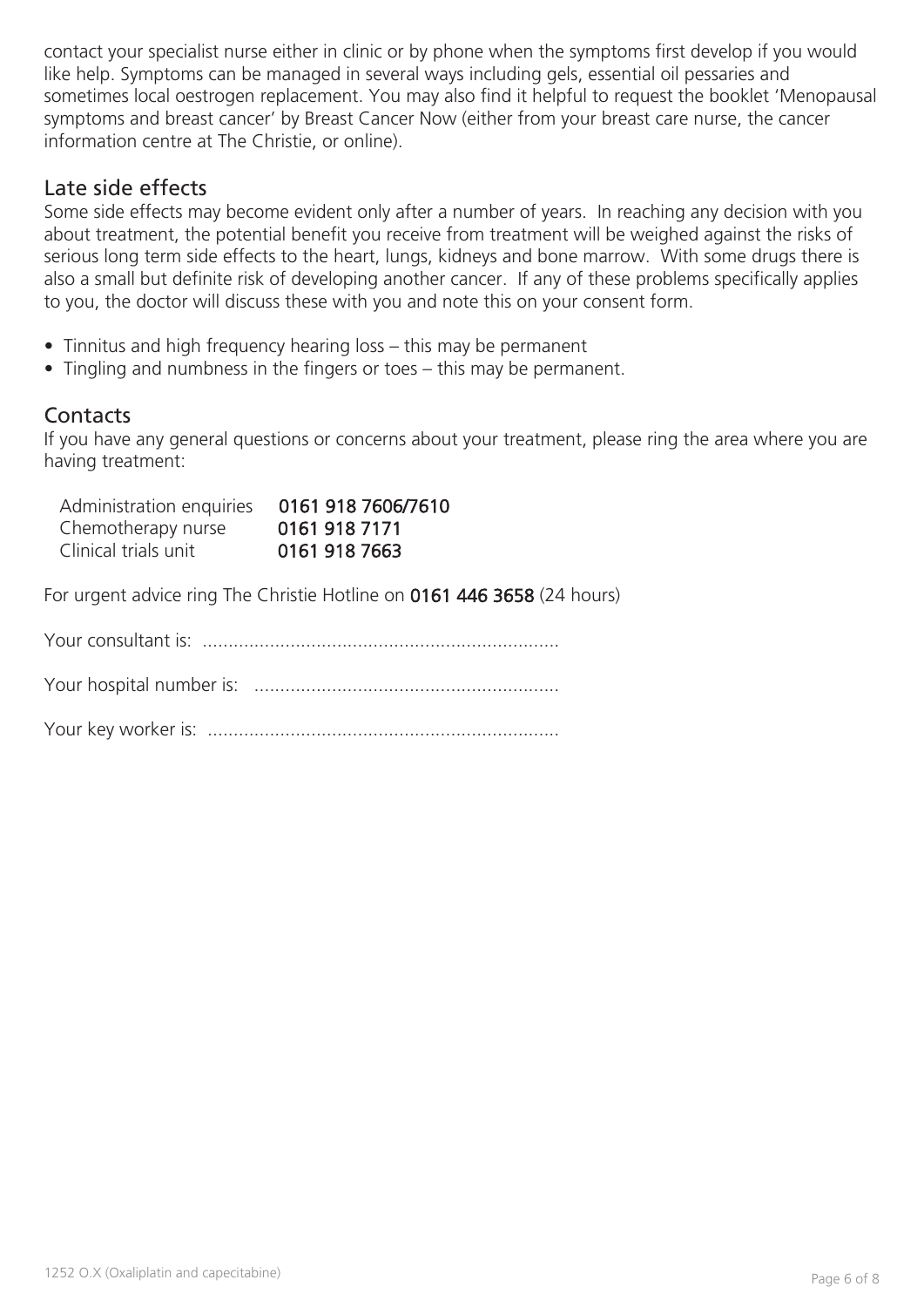contact your specialist nurse either in clinic or by phone when the symptoms first develop if you would like help. Symptoms can be managed in several ways including gels, essential oil pessaries and sometimes local oestrogen replacement. You may also find it helpful to request the booklet 'Menopausal symptoms and breast cancer' by Breast Cancer Now (either from your breast care nurse, the cancer information centre at The Christie, or online).

## Late side effects

Some side effects may become evident only after a number of years. In reaching any decision with you about treatment, the potential benefit you receive from treatment will be weighed against the risks of serious long term side effects to the heart, lungs, kidneys and bone marrow. With some drugs there is also a small but definite risk of developing another cancer. If any of these problems specifically applies to you, the doctor will discuss these with you and note this on your consent form.

- Tinnitus and high frequency hearing loss – this may be permanent
- Tingling and numbness in the fingers or toes – this may be permanent.

## Contacts

If you have any general questions or concerns about your treatment, please ring the area where you are having treatment:

| | |
|---|---|
| Administration enquiries | **0161 918 7606/7610** |
| Chemotherapy nurse | **0161 918 7171** |
| Clinical trials unit | **0161 918 7663** |

For urgent advice ring The Christie Hotline on **0161 446 3658** (24 hours)

Your consultant is: ....................................................................

Your hospital number is: ..........................................................

Your key worker is: ...................................................................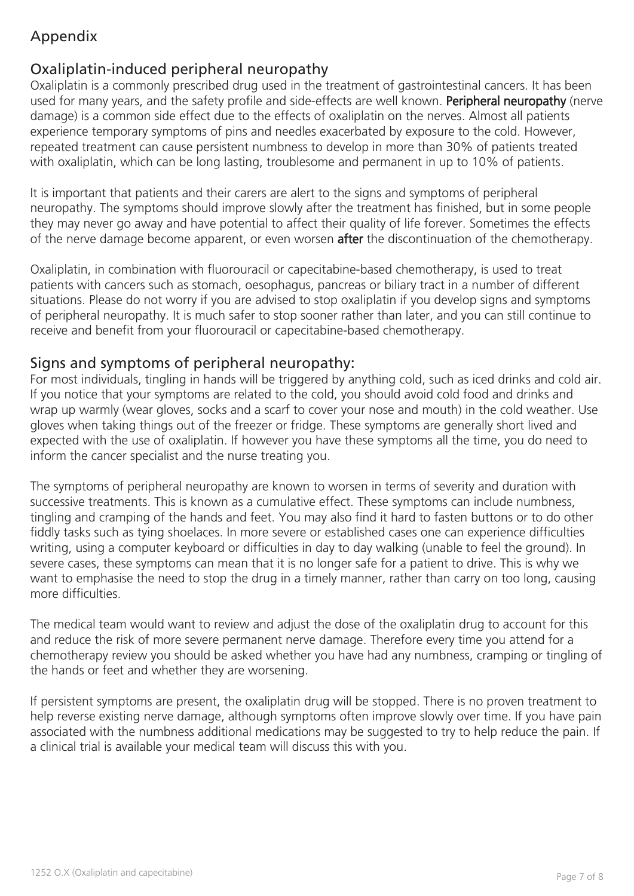# Appendix

## Oxaliplatin-induced peripheral neuropathy

Oxaliplatin is a commonly prescribed drug used in the treatment of gastrointestinal cancers. It has been used for many years, and the safety profile and side-effects are well known. **Peripheral neuropathy** (nerve damage) is a common side effect due to the effects of oxaliplatin on the nerves. Almost all patients experience temporary symptoms of pins and needles exacerbated by exposure to the cold. However, repeated treatment can cause persistent numbness to develop in more than 30% of patients treated with oxaliplatin, which can be long lasting, troublesome and permanent in up to 10% of patients.

It is important that patients and their carers are alert to the signs and symptoms of peripheral neuropathy. The symptoms should improve slowly after the treatment has finished, but in some people they may never go away and have potential to affect their quality of life forever. Sometimes the effects of the nerve damage become apparent, or even worsen **after** the discontinuation of the chemotherapy.

Oxaliplatin, in combination with fluorouracil or capecitabine-based chemotherapy, is used to treat patients with cancers such as stomach, oesophagus, pancreas or biliary tract in a number of different situations. Please do not worry if you are advised to stop oxaliplatin if you develop signs and symptoms of peripheral neuropathy. It is much safer to stop sooner rather than later, and you can still continue to receive and benefit from your fluorouracil or capecitabine-based chemotherapy.

## Signs and symptoms of peripheral neuropathy:

For most individuals, tingling in hands will be triggered by anything cold, such as iced drinks and cold air. If you notice that your symptoms are related to the cold, you should avoid cold food and drinks and wrap up warmly (wear gloves, socks and a scarf to cover your nose and mouth) in the cold weather. Use gloves when taking things out of the freezer or fridge. These symptoms are generally short lived and expected with the use of oxaliplatin. If however you have these symptoms all the time, you do need to inform the cancer specialist and the nurse treating you.

The symptoms of peripheral neuropathy are known to worsen in terms of severity and duration with successive treatments. This is known as a cumulative effect. These symptoms can include numbness, tingling and cramping of the hands and feet. You may also find it hard to fasten buttons or to do other fiddly tasks such as tying shoelaces. In more severe or established cases one can experience difficulties writing, using a computer keyboard or difficulties in day to day walking (unable to feel the ground). In severe cases, these symptoms can mean that it is no longer safe for a patient to drive. This is why we want to emphasise the need to stop the drug in a timely manner, rather than carry on too long, causing more difficulties.

The medical team would want to review and adjust the dose of the oxaliplatin drug to account for this and reduce the risk of more severe permanent nerve damage. Therefore every time you attend for a chemotherapy review you should be asked whether you have had any numbness, cramping or tingling of the hands or feet and whether they are worsening.

If persistent symptoms are present, the oxaliplatin drug will be stopped. There is no proven treatment to help reverse existing nerve damage, although symptoms often improve slowly over time. If you have pain associated with the numbness additional medications may be suggested to try to help reduce the pain. If a clinical trial is available your medical team will discuss this with you.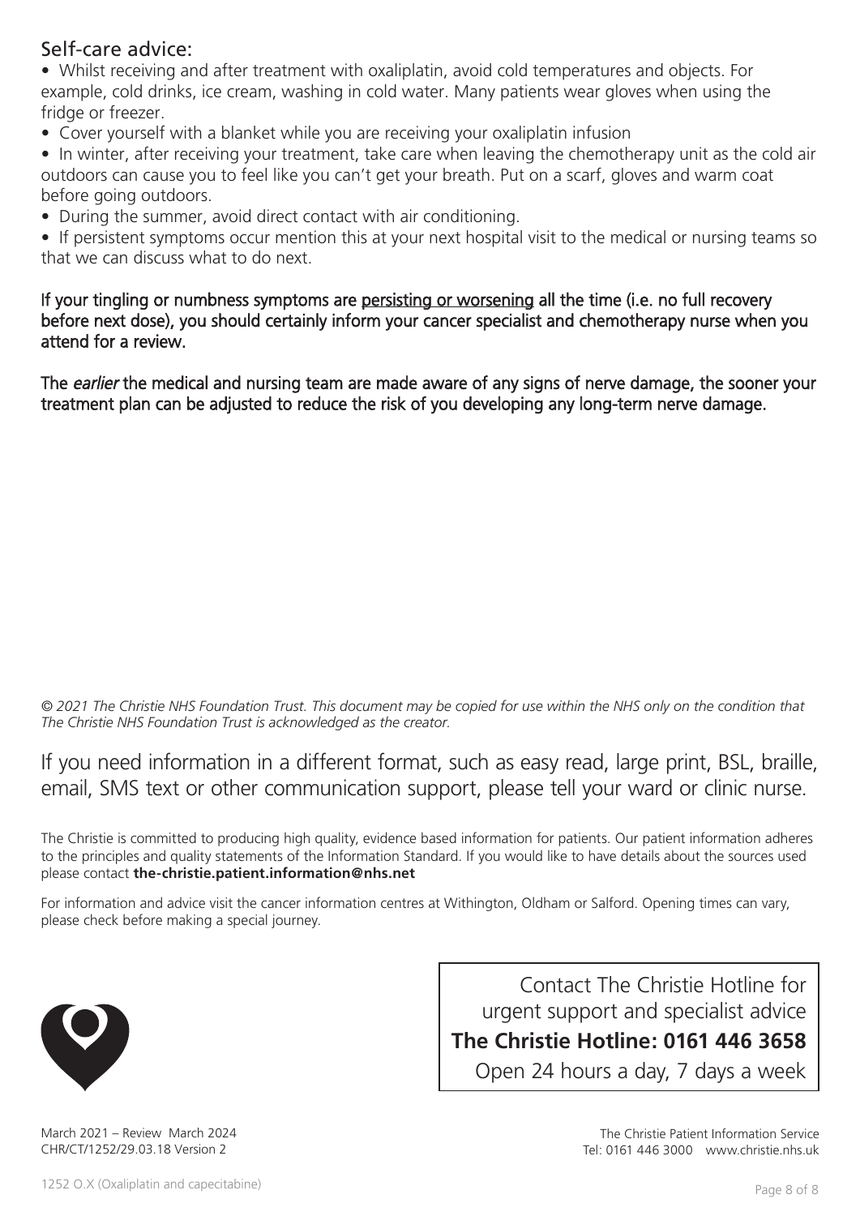## Self-care advice:

- Whilst receiving and after treatment with oxaliplatin, avoid cold temperatures and objects. For example, cold drinks, ice cream, washing in cold water. Many patients wear gloves when using the fridge or freezer.
- Cover yourself with a blanket while you are receiving your oxaliplatin infusion
- In winter, after receiving your treatment, take care when leaving the chemotherapy unit as the cold air outdoors can cause you to feel like you can't get your breath. Put on a scarf, gloves and warm coat before going outdoors.
- During the summer, avoid direct contact with air conditioning.
- If persistent symptoms occur mention this at your next hospital visit to the medical or nursing teams so that we can discuss what to do next.

**If your tingling or numbness symptoms are <u>persisting or worsening</u> all the time (i.e. no full recovery before next dose), you should certainly inform your cancer specialist and chemotherapy nurse when you attend for a review.**

**The *earlier* the medical and nursing team are made aware of any signs of nerve damage, the sooner your treatment plan can be adjusted to reduce the risk of you developing any long-term nerve damage.**

*© 2021 The Christie NHS Foundation Trust. This document may be copied for use within the NHS only on the condition that The Christie NHS Foundation Trust is acknowledged as the creator.*

If you need information in a different format, such as easy read, large print, BSL, braille, email, SMS text or other communication support, please tell your ward or clinic nurse.

The Christie is committed to producing high quality, evidence based information for patients. Our patient information adheres to the principles and quality statements of the Information Standard. If you would like to have details about the sources used please contact **the-christie.patient.information@nhs.net**

For information and advice visit the cancer information centres at Withington, Oldham or Salford. Opening times can vary, please check before making a special journey.

Contact The Christie Hotline for urgent support and specialist advice

**The Christie Hotline: 0161 446 3658**

Open 24 hours a day, 7 days a week

March 2021 – Review March 2024
CHR/CT/1252/29.03.18 Version 2

The Christie Patient Information Service
Tel: 0161 446 3000 www.christie.nhs.uk

1252 O.X (Oxaliplatin and capecitabine)